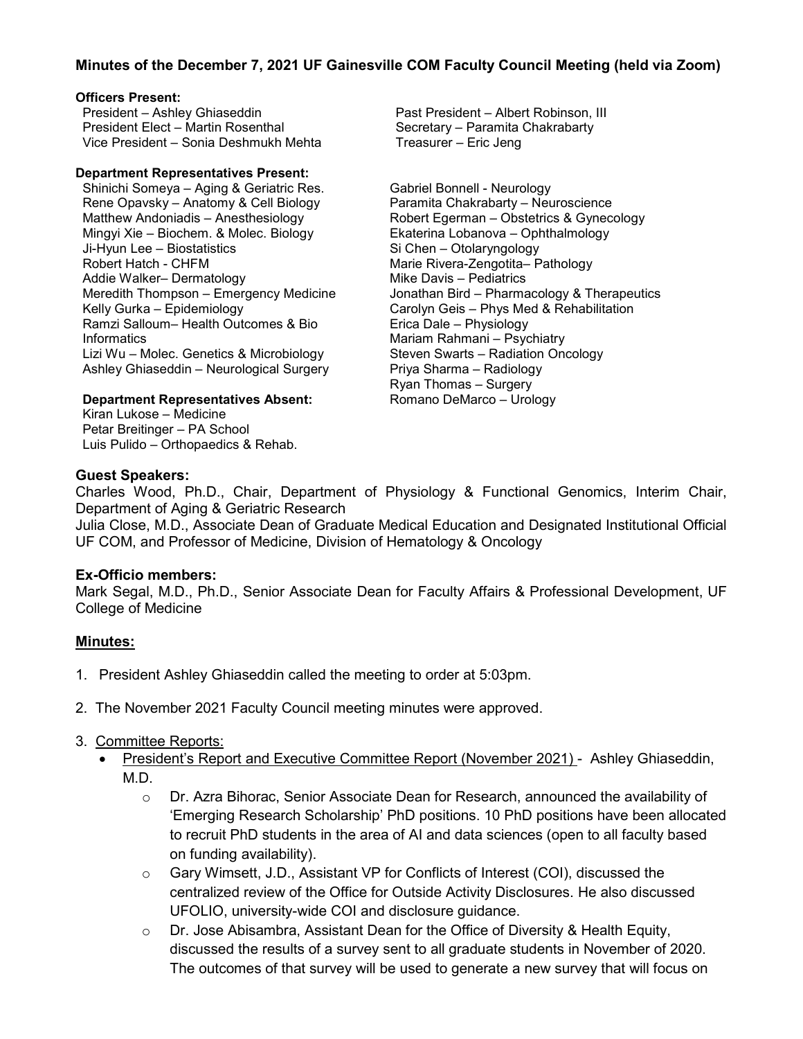**Minutes of the December 7, 2021 UF Gainesville COM Faculty Council Meeting (held via Zoom)**

**Officers Present:**

President – Ashley Ghiaseddin
President Elect – Martin Rosenthal
Vice President – Sonia Deshmukh Mehta
Past President – Albert Robinson, III
Secretary – Paramita Chakrabarty
Treasurer – Eric Jeng

**Department Representatives Present:**

Shinichi Someya – Aging & Geriatric Res.
Rene Opavsky – Anatomy & Cell Biology
Matthew Andoniadis – Anesthesiology
Mingyi Xie – Biochem. & Molec. Biology
Ji-Hyun Lee – Biostatistics
Robert Hatch - CHFM
Addie Walker– Dermatology
Meredith Thompson – Emergency Medicine
Kelly Gurka – Epidemiology
Ramzi Salloum– Health Outcomes & Bio Informatics
Lizi Wu – Molec. Genetics & Microbiology
Ashley Ghiaseddin – Neurological Surgery
Gabriel Bonnell - Neurology
Paramita Chakrabarty – Neuroscience
Robert Egerman – Obstetrics & Gynecology
Ekaterina Lobanova – Ophthalmology
Si Chen – Otolaryngology
Marie Rivera-Zengotita– Pathology
Mike Davis – Pediatrics
Jonathan Bird – Pharmacology & Therapeutics
Carolyn Geis – Phys Med & Rehabilitation
Erica Dale – Physiology
Mariam Rahmani – Psychiatry
Steven Swarts – Radiation Oncology
Priya Sharma – Radiology
Ryan Thomas – Surgery
Romano DeMarco – Urology

**Department Representatives Absent:**

Kiran Lukose – Medicine
Petar Breitinger – PA School
Luis Pulido – Orthopaedics & Rehab.

## Guest Speakers:

Charles Wood, Ph.D., Chair, Department of Physiology & Functional Genomics, Interim Chair, Department of Aging & Geriatric Research

Julia Close, M.D., Associate Dean of Graduate Medical Education and Designated Institutional Official UF COM, and Professor of Medicine, Division of Hematology & Oncology

## Ex-Officio members:

Mark Segal, M.D., Ph.D., Senior Associate Dean for Faculty Affairs & Professional Development, UF College of Medicine

## Minutes:

1. President Ashley Ghiaseddin called the meeting to order at 5:03pm.
2. The November 2021 Faculty Council meeting minutes were approved.
3. Committee Reports:
   - President's Report and Executive Committee Report (November 2021) - Ashley Ghiaseddin, M.D.
     - Dr. Azra Bihorac, Senior Associate Dean for Research, announced the availability of 'Emerging Research Scholarship' PhD positions. 10 PhD positions have been allocated to recruit PhD students in the area of AI and data sciences (open to all faculty based on funding availability).
     - Gary Wimsett, J.D., Assistant VP for Conflicts of Interest (COI), discussed the centralized review of the Office for Outside Activity Disclosures. He also discussed UFOLIO, university-wide COI and disclosure guidance.
     - Dr. Jose Abisambra, Assistant Dean for the Office of Diversity & Health Equity, discussed the results of a survey sent to all graduate students in November of 2020. The outcomes of that survey will be used to generate a new survey that will focus on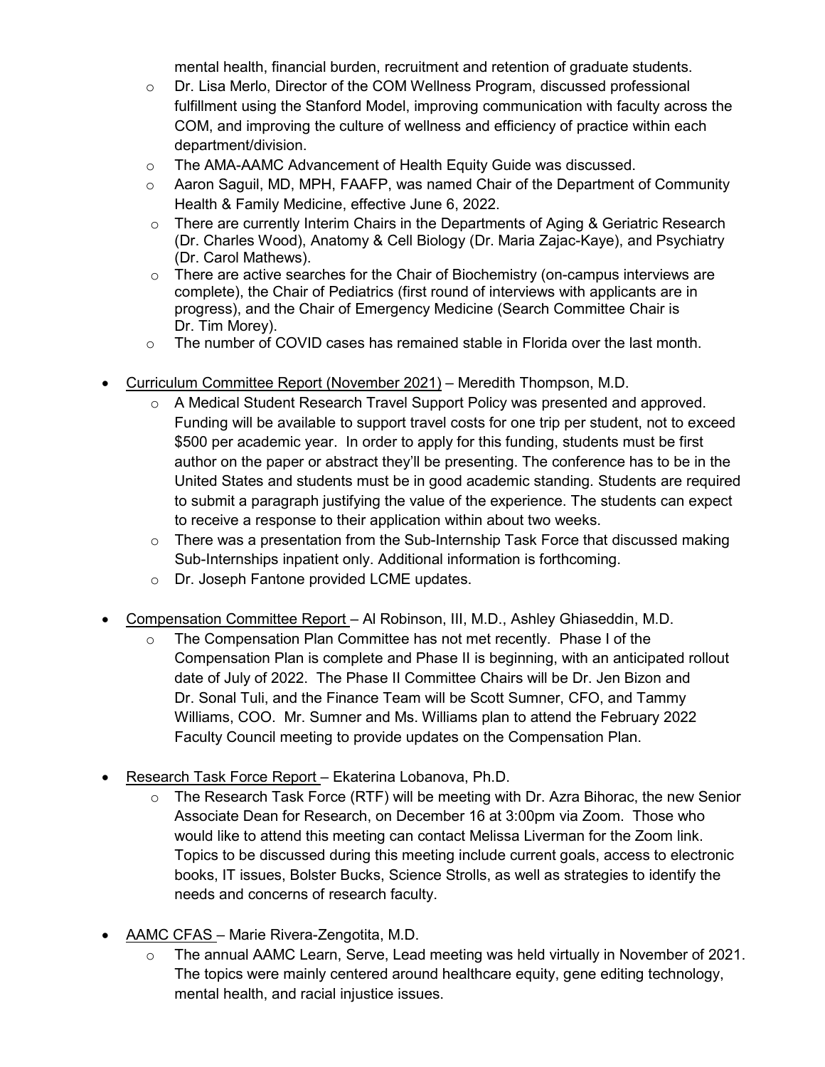mental health, financial burden, recruitment and retention of graduate students.

  - Dr. Lisa Merlo, Director of the COM Wellness Program, discussed professional fulfillment using the Stanford Model, improving communication with faculty across the COM, and improving the culture of wellness and efficiency of practice within each department/division.
  - The AMA-AAMC Advancement of Health Equity Guide was discussed.
  - Aaron Saguil, MD, MPH, FAAFP, was named Chair of the Department of Community Health & Family Medicine, effective June 6, 2022.
  - There are currently Interim Chairs in the Departments of Aging & Geriatric Research (Dr. Charles Wood), Anatomy & Cell Biology (Dr. Maria Zajac-Kaye), and Psychiatry (Dr. Carol Mathews).
  - There are active searches for the Chair of Biochemistry (on-campus interviews are complete), the Chair of Pediatrics (first round of interviews with applicants are in progress), and the Chair of Emergency Medicine (Search Committee Chair is Dr. Tim Morey).
  - The number of COVID cases has remained stable in Florida over the last month.

- <u>Curriculum Committee Report (November 2021)</u> – Meredith Thompson, M.D.
  - A Medical Student Research Travel Support Policy was presented and approved. Funding will be available to support travel costs for one trip per student, not to exceed $500 per academic year. In order to apply for this funding, students must be first author on the paper or abstract they'll be presenting. The conference has to be in the United States and students must be in good academic standing. Students are required to submit a paragraph justifying the value of the experience. The students can expect to receive a response to their application within about two weeks.
  - There was a presentation from the Sub-Internship Task Force that discussed making Sub-Internships inpatient only. Additional information is forthcoming.
  - Dr. Joseph Fantone provided LCME updates.

- <u>Compensation Committee Report</u> – Al Robinson, III, M.D., Ashley Ghiaseddin, M.D.
  - The Compensation Plan Committee has not met recently. Phase I of the Compensation Plan is complete and Phase II is beginning, with an anticipated rollout date of July of 2022. The Phase II Committee Chairs will be Dr. Jen Bizon and Dr. Sonal Tuli, and the Finance Team will be Scott Sumner, CFO, and Tammy Williams, COO. Mr. Sumner and Ms. Williams plan to attend the February 2022 Faculty Council meeting to provide updates on the Compensation Plan.

- <u>Research Task Force Report</u> – Ekaterina Lobanova, Ph.D.
  - The Research Task Force (RTF) will be meeting with Dr. Azra Bihorac, the new Senior Associate Dean for Research, on December 16 at 3:00pm via Zoom. Those who would like to attend this meeting can contact Melissa Liverman for the Zoom link. Topics to be discussed during this meeting include current goals, access to electronic books, IT issues, Bolster Bucks, Science Strolls, as well as strategies to identify the needs and concerns of research faculty.

- <u>AAMC CFAS</u> – Marie Rivera-Zengotita, M.D.
  - The annual AAMC Learn, Serve, Lead meeting was held virtually in November of 2021. The topics were mainly centered around healthcare equity, gene editing technology, mental health, and racial injustice issues.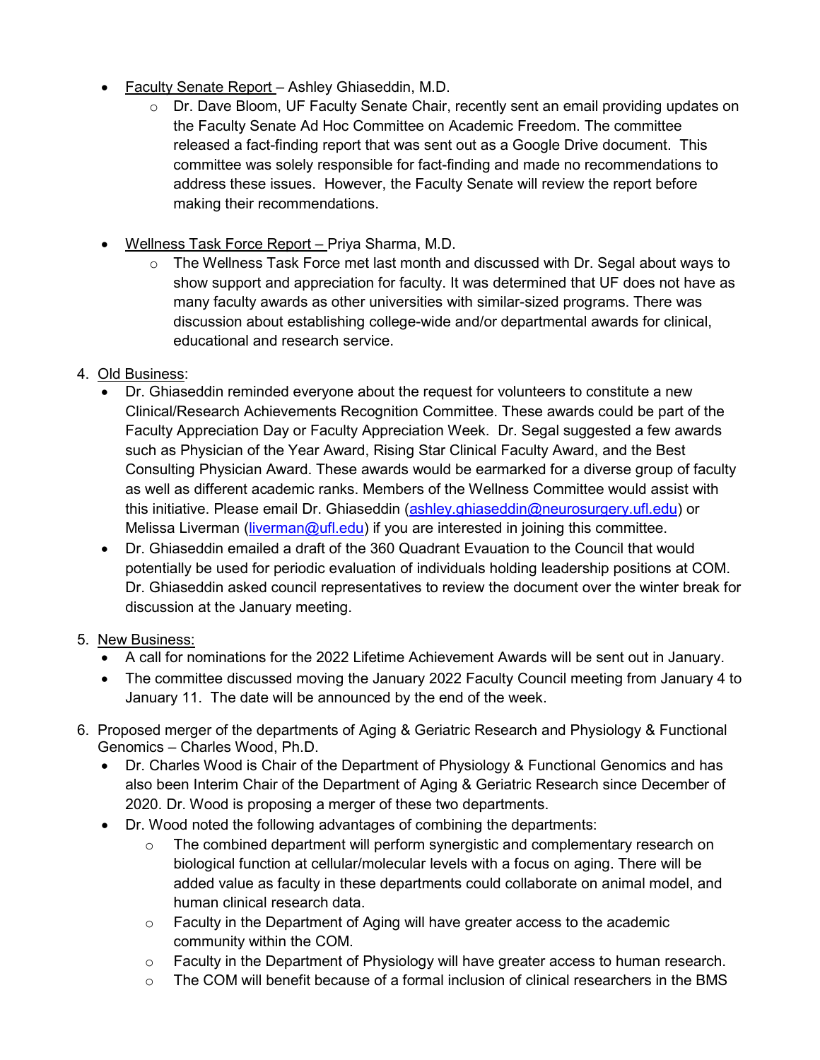- Faculty Senate Report – Ashley Ghiaseddin, M.D.
    - Dr. Dave Bloom, UF Faculty Senate Chair, recently sent an email providing updates on the Faculty Senate Ad Hoc Committee on Academic Freedom. The committee released a fact-finding report that was sent out as a Google Drive document. This committee was solely responsible for fact-finding and made no recommendations to address these issues. However, the Faculty Senate will review the report before making their recommendations.

- Wellness Task Force Report – Priya Sharma, M.D.
    - The Wellness Task Force met last month and discussed with Dr. Segal about ways to show support and appreciation for faculty. It was determined that UF does not have as many faculty awards as other universities with similar-sized programs. There was discussion about establishing college-wide and/or departmental awards for clinical, educational and research service.

4. Old Business:
    - Dr. Ghiaseddin reminded everyone about the request for volunteers to constitute a new Clinical/Research Achievements Recognition Committee. These awards could be part of the Faculty Appreciation Day or Faculty Appreciation Week. Dr. Segal suggested a few awards such as Physician of the Year Award, Rising Star Clinical Faculty Award, and the Best Consulting Physician Award. These awards would be earmarked for a diverse group of faculty as well as different academic ranks. Members of the Wellness Committee would assist with this initiative. Please email Dr. Ghiaseddin (ashley.ghiaseddin@neurosurgery.ufl.edu) or Melissa Liverman (liverman@ufl.edu) if you are interested in joining this committee.
    - Dr. Ghiaseddin emailed a draft of the 360 Quadrant Evauation to the Council that would potentially be used for periodic evaluation of individuals holding leadership positions at COM. Dr. Ghiaseddin asked council representatives to review the document over the winter break for discussion at the January meeting.

5. New Business:
    - A call for nominations for the 2022 Lifetime Achievement Awards will be sent out in January.
    - The committee discussed moving the January 2022 Faculty Council meeting from January 4 to January 11. The date will be announced by the end of the week.

6. Proposed merger of the departments of Aging & Geriatric Research and Physiology & Functional Genomics – Charles Wood, Ph.D.
    - Dr. Charles Wood is Chair of the Department of Physiology & Functional Genomics and has also been Interim Chair of the Department of Aging & Geriatric Research since December of 2020. Dr. Wood is proposing a merger of these two departments.
    - Dr. Wood noted the following advantages of combining the departments:
        - The combined department will perform synergistic and complementary research on biological function at cellular/molecular levels with a focus on aging. There will be added value as faculty in these departments could collaborate on animal model, and human clinical research data.
        - Faculty in the Department of Aging will have greater access to the academic community within the COM.
        - Faculty in the Department of Physiology will have greater access to human research.
        - The COM will benefit because of a formal inclusion of clinical researchers in the BMS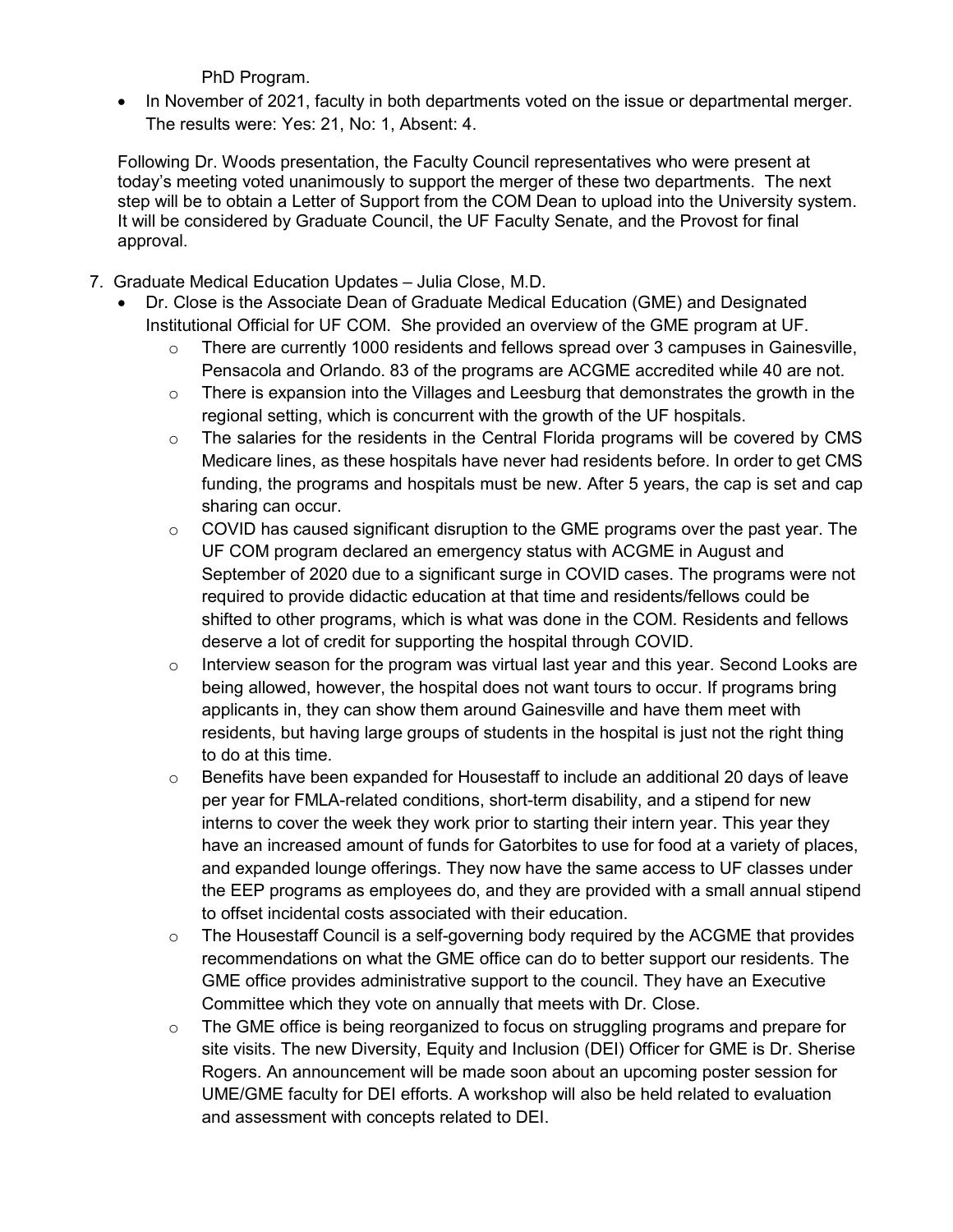PhD Program.

- In November of 2021, faculty in both departments voted on the issue or departmental merger. The results were: Yes: 21, No: 1, Absent: 4.

Following Dr. Woods presentation, the Faculty Council representatives who were present at today's meeting voted unanimously to support the merger of these two departments. The next step will be to obtain a Letter of Support from the COM Dean to upload into the University system. It will be considered by Graduate Council, the UF Faculty Senate, and the Provost for final approval.

7. Graduate Medical Education Updates – Julia Close, M.D.
   - Dr. Close is the Associate Dean of Graduate Medical Education (GME) and Designated Institutional Official for UF COM. She provided an overview of the GME program at UF.
     - There are currently 1000 residents and fellows spread over 3 campuses in Gainesville, Pensacola and Orlando. 83 of the programs are ACGME accredited while 40 are not.
     - There is expansion into the Villages and Leesburg that demonstrates the growth in the regional setting, which is concurrent with the growth of the UF hospitals.
     - The salaries for the residents in the Central Florida programs will be covered by CMS Medicare lines, as these hospitals have never had residents before. In order to get CMS funding, the programs and hospitals must be new. After 5 years, the cap is set and cap sharing can occur.
     - COVID has caused significant disruption to the GME programs over the past year. The UF COM program declared an emergency status with ACGME in August and September of 2020 due to a significant surge in COVID cases. The programs were not required to provide didactic education at that time and residents/fellows could be shifted to other programs, which is what was done in the COM. Residents and fellows deserve a lot of credit for supporting the hospital through COVID.
     - Interview season for the program was virtual last year and this year. Second Looks are being allowed, however, the hospital does not want tours to occur. If programs bring applicants in, they can show them around Gainesville and have them meet with residents, but having large groups of students in the hospital is just not the right thing to do at this time.
     - Benefits have been expanded for Housestaff to include an additional 20 days of leave per year for FMLA-related conditions, short-term disability, and a stipend for new interns to cover the week they work prior to starting their intern year. This year they have an increased amount of funds for Gatorbites to use for food at a variety of places, and expanded lounge offerings. They now have the same access to UF classes under the EEP programs as employees do, and they are provided with a small annual stipend to offset incidental costs associated with their education.
     - The Housestaff Council is a self-governing body required by the ACGME that provides recommendations on what the GME office can do to better support our residents. The GME office provides administrative support to the council. They have an Executive Committee which they vote on annually that meets with Dr. Close.
     - The GME office is being reorganized to focus on struggling programs and prepare for site visits. The new Diversity, Equity and Inclusion (DEI) Officer for GME is Dr. Sherise Rogers. An announcement will be made soon about an upcoming poster session for UME/GME faculty for DEI efforts. A workshop will also be held related to evaluation and assessment with concepts related to DEI.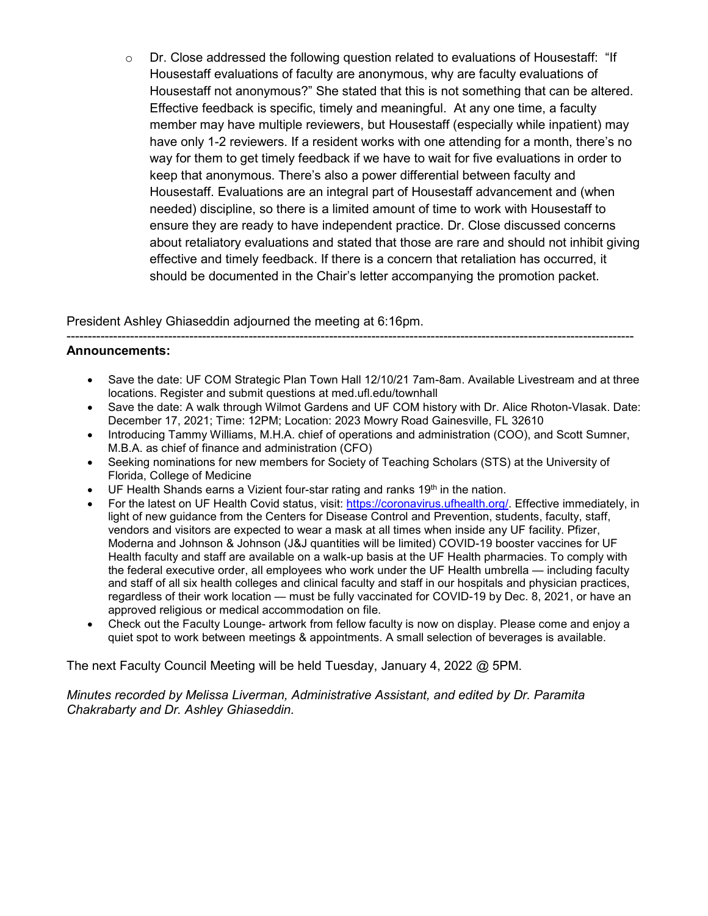- Dr. Close addressed the following question related to evaluations of Housestaff: "If Housestaff evaluations of faculty are anonymous, why are faculty evaluations of Housestaff not anonymous?" She stated that this is not something that can be altered. Effective feedback is specific, timely and meaningful. At any one time, a faculty member may have multiple reviewers, but Housestaff (especially while inpatient) may have only 1-2 reviewers. If a resident works with one attending for a month, there's no way for them to get timely feedback if we have to wait for five evaluations in order to keep that anonymous. There's also a power differential between faculty and Housestaff. Evaluations are an integral part of Housestaff advancement and (when needed) discipline, so there is a limited amount of time to work with Housestaff to ensure they are ready to have independent practice. Dr. Close discussed concerns about retaliatory evaluations and stated that those are rare and should not inhibit giving effective and timely feedback. If there is a concern that retaliation has occurred, it should be documented in the Chair's letter accompanying the promotion packet.

President Ashley Ghiaseddin adjourned the meeting at 6:16pm.

---

**Announcements:**

- Save the date: UF COM Strategic Plan Town Hall 12/10/21 7am-8am. Available Livestream and at three locations. Register and submit questions at med.ufl.edu/townhall
- Save the date: A walk through Wilmot Gardens and UF COM history with Dr. Alice Rhoton-Vlasak. Date: December 17, 2021; Time: 12PM; Location: 2023 Mowry Road Gainesville, FL 32610
- Introducing Tammy Williams, M.H.A. chief of operations and administration (COO), and Scott Sumner, M.B.A. as chief of finance and administration (CFO)
- Seeking nominations for new members for Society of Teaching Scholars (STS) at the University of Florida, College of Medicine
- UF Health Shands earns a Vizient four-star rating and ranks 19th in the nation.
- For the latest on UF Health Covid status, visit: https://coronavirus.ufhealth.org/. Effective immediately, in light of new guidance from the Centers for Disease Control and Prevention, students, faculty, staff, vendors and visitors are expected to wear a mask at all times when inside any UF facility. Pfizer, Moderna and Johnson & Johnson (J&J quantities will be limited) COVID-19 booster vaccines for UF Health faculty and staff are available on a walk-up basis at the UF Health pharmacies. To comply with the federal executive order, all employees who work under the UF Health umbrella — including faculty and staff of all six health colleges and clinical faculty and staff in our hospitals and physician practices, regardless of their work location — must be fully vaccinated for COVID-19 by Dec. 8, 2021, or have an approved religious or medical accommodation on file.
- Check out the Faculty Lounge- artwork from fellow faculty is now on display. Please come and enjoy a quiet spot to work between meetings & appointments. A small selection of beverages is available.

The next Faculty Council Meeting will be held Tuesday, January 4, 2022 @ 5PM.

*Minutes recorded by Melissa Liverman, Administrative Assistant, and edited by Dr. Paramita Chakrabarty and Dr. Ashley Ghiaseddin.*